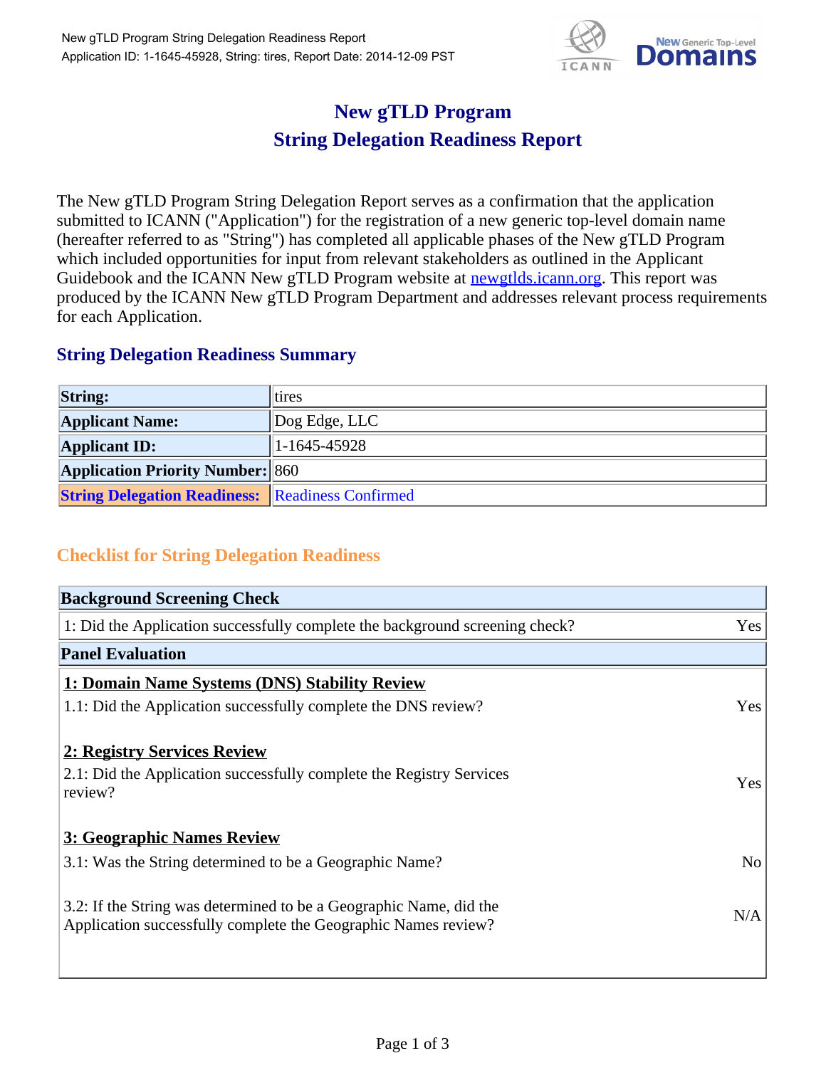# New gTLD Program
# String Delegation Readiness Report

The New gTLD Program String Delegation Report serves as a confirmation that the application submitted to ICANN ("Application") for the registration of a new generic top-level domain name (hereafter referred to as "String") has completed all applicable phases of the New gTLD Program which included opportunities for input from relevant stakeholders as outlined in the Applicant Guidebook and the ICANN New gTLD Program website at newgtlds.icann.org. This report was produced by the ICANN New gTLD Program Department and addresses relevant process requirements for each Application.

## String Delegation Readiness Summary

| | |
|---|---|
| **String:** | tires |
| **Applicant Name:** | Dog Edge, LLC |
| **Applicant ID:** | 1-1645-45928 |
| **Application Priority Number:** | 860 |
| **String Delegation Readiness:** | Readiness Confirmed |

## Checklist for String Delegation Readiness

| **Background Screening Check** | |
|---|---|
| 1: Did the Application successfully complete the background screening check? | Yes |
| **Panel Evaluation** | |
| **1: Domain Name Systems (DNS) Stability Review** | |
| 1.1: Did the Application successfully complete the DNS review? | Yes |
| **2: Registry Services Review** | |
| 2.1: Did the Application successfully complete the Registry Services review? | Yes |
| **3: Geographic Names Review** | |
| 3.1: Was the String determined to be a Geographic Name? | No |
| 3.2: If the String was determined to be a Geographic Name, did the Application successfully complete the Geographic Names review? | N/A |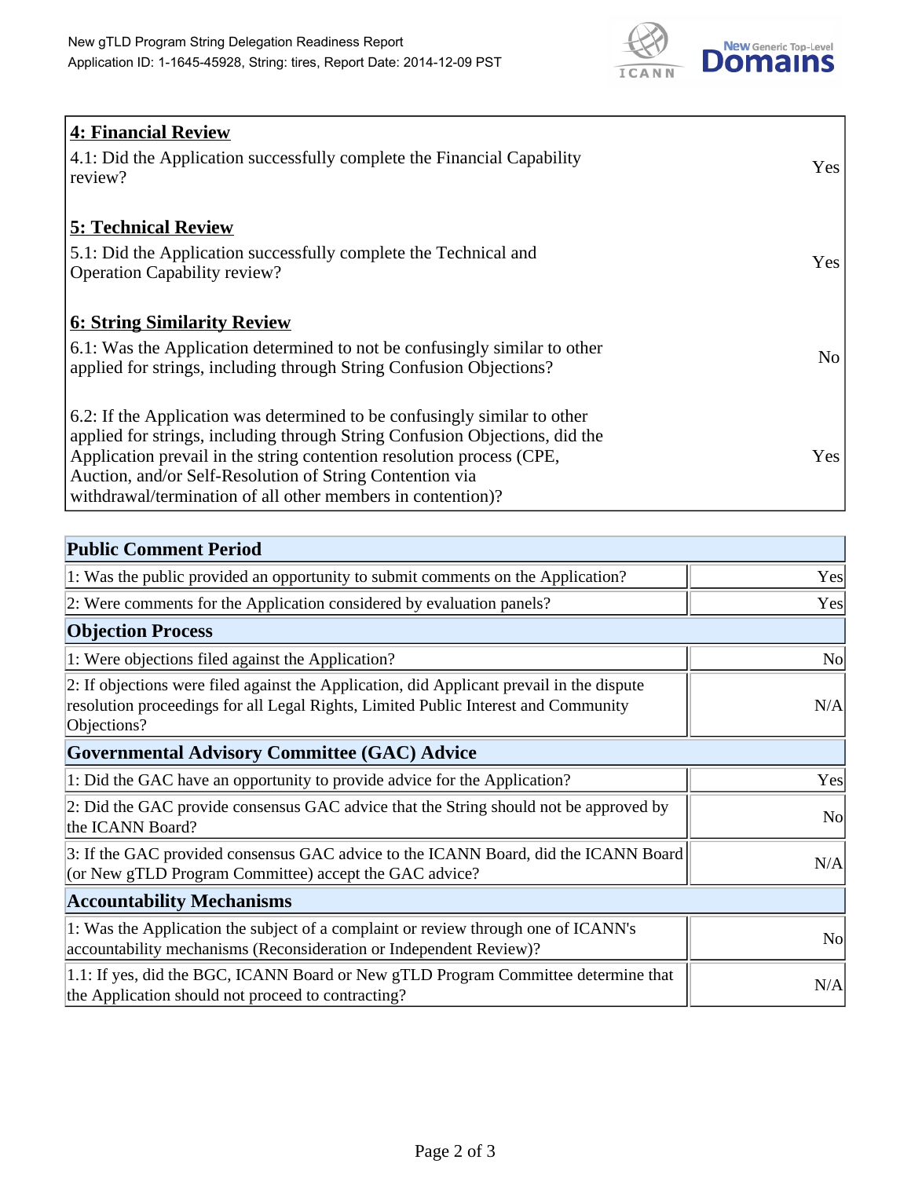## 4: Financial Review

| | |
|---|---|
| 4.1: Did the Application successfully complete the Financial Capability review? | Yes |

## 5: Technical Review

| | |
|---|---|
| 5.1: Did the Application successfully complete the Technical and Operation Capability review? | Yes |

## 6: String Similarity Review

| | |
|---|---|
| 6.1: Was the Application determined to not be confusingly similar to other applied for strings, including through String Confusion Objections? | No |
| 6.2: If the Application was determined to be confusingly similar to other applied for strings, including through String Confusion Objections, did the Application prevail in the string contention resolution process (CPE, Auction, and/or Self-Resolution of String Contention via withdrawal/termination of all other members in contention)? | Yes |

| Public Comment Period | |
|---|---|
| 1: Was the public provided an opportunity to submit comments on the Application? | Yes |
| 2: Were comments for the Application considered by evaluation panels? | Yes |
| **Objection Process** | |
| 1: Were objections filed against the Application? | No |
| 2: If objections were filed against the Application, did Applicant prevail in the dispute resolution proceedings for all Legal Rights, Limited Public Interest and Community Objections? | N/A |
| **Governmental Advisory Committee (GAC) Advice** | |
| 1: Did the GAC have an opportunity to provide advice for the Application? | Yes |
| 2: Did the GAC provide consensus GAC advice that the String should not be approved by the ICANN Board? | No |
| 3: If the GAC provided consensus GAC advice to the ICANN Board, did the ICANN Board (or New gTLD Program Committee) accept the GAC advice? | N/A |
| **Accountability Mechanisms** | |
| 1: Was the Application the subject of a complaint or review through one of ICANN's accountability mechanisms (Reconsideration or Independent Review)? | No |
| 1.1: If yes, did the BGC, ICANN Board or New gTLD Program Committee determine that the Application should not proceed to contracting? | N/A |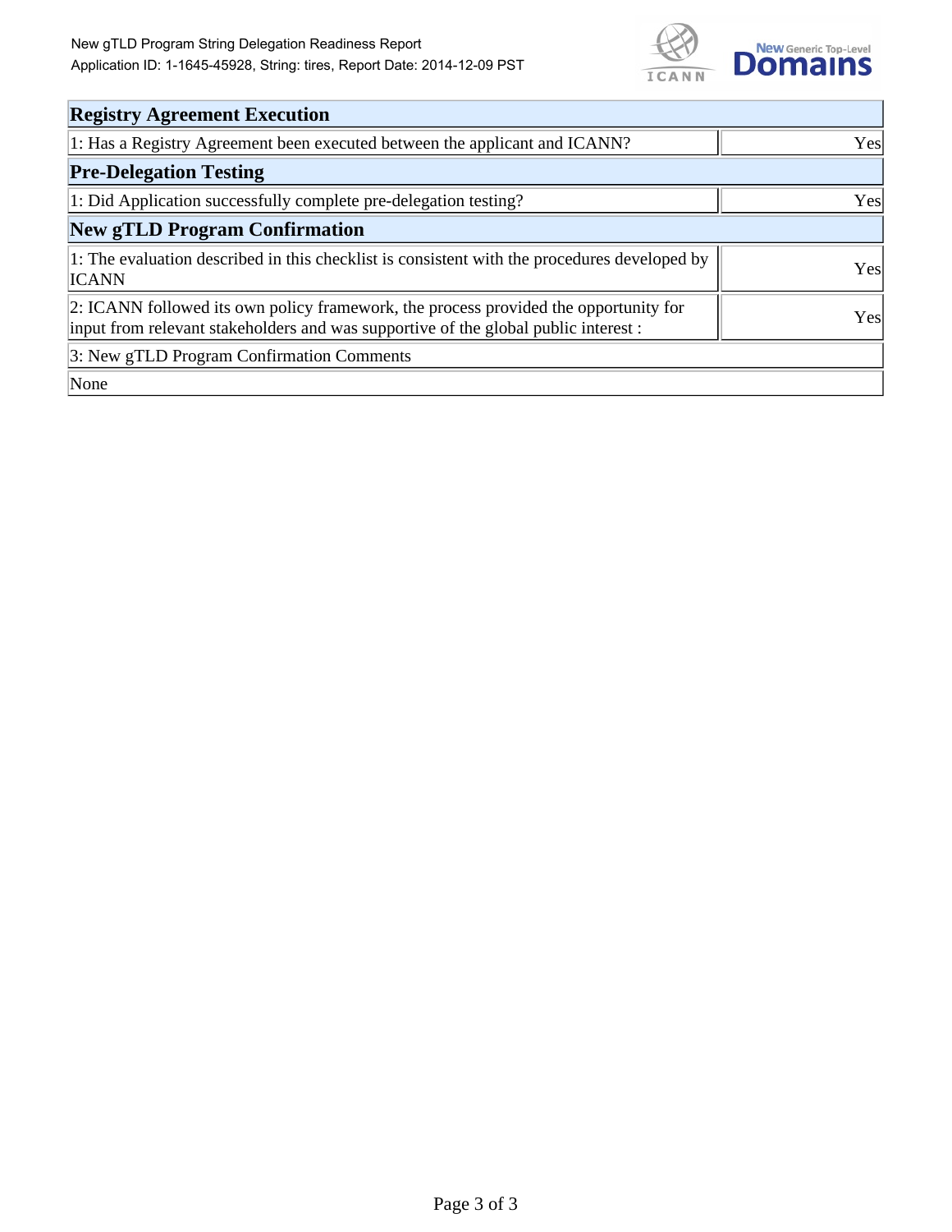| Registry Agreement Execution | |
|---|---|
| 1: Has a Registry Agreement been executed between the applicant and ICANN? | Yes |
| **Pre-Delegation Testing** | |
| 1: Did Application successfully complete pre-delegation testing? | Yes |
| **New gTLD Program Confirmation** | |
| 1: The evaluation described in this checklist is consistent with the procedures developed by ICANN | Yes |
| 2: ICANN followed its own policy framework, the process provided the opportunity for input from relevant stakeholders and was supportive of the global public interest : | Yes |
| 3: New gTLD Program Confirmation Comments | |
| None | |